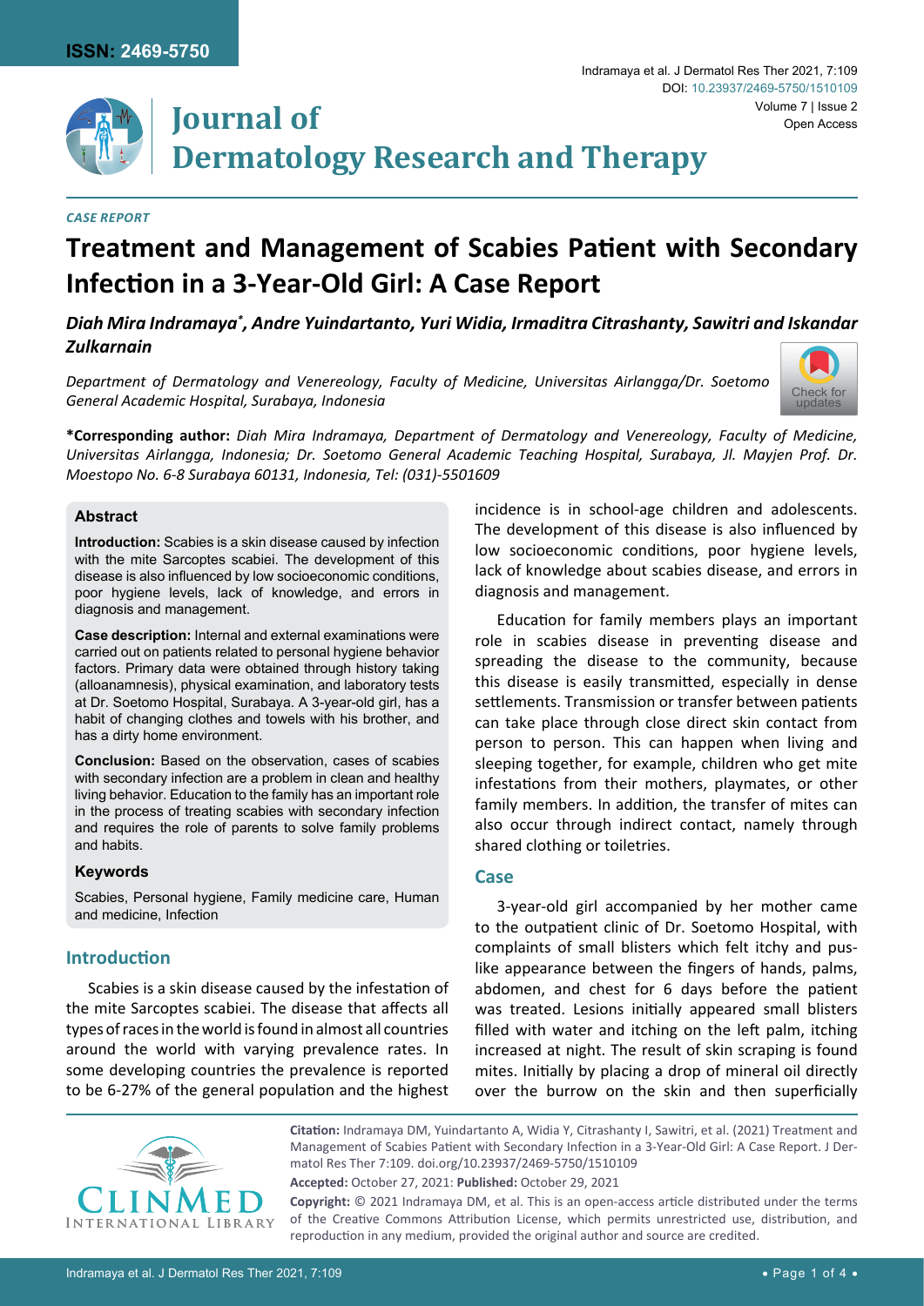*CASE REPORT*

# Treatment and Management of Scabies Patient with Secondary Infection in a 3-Year-Old Girl: A Case Report

***Diah Mira Indramaya[*], Andre Yuindartanto, Yuri Widia, Irmaditra Citrashanty, Sawitri and Iskandar Zulkarnain***

*Department of Dermatology and Venereology, Faculty of Medicine, Universitas Airlangga/Dr. Soetomo General Academic Hospital, Surabaya, Indonesia*

**\*Corresponding author:** *Diah Mira Indramaya, Department of Dermatology and Venereology, Faculty of Medicine, Universitas Airlangga, Indonesia; Dr. Soetomo General Academic Teaching Hospital, Surabaya, Jl. Mayjen Prof. Dr. Moestopo No. 6-8 Surabaya 60131, Indonesia, Tel: (031)-5501609*

### Abstract

**Introduction:** Scabies is a skin disease caused by infection with the mite Sarcoptes scabiei. The development of this disease is also influenced by low socioeconomic conditions, poor hygiene levels, lack of knowledge, and errors in diagnosis and management.

**Case description:** Internal and external examinations were carried out on patients related to personal hygiene behavior factors. Primary data were obtained through history taking (alloanamnesis), physical examination, and laboratory tests at Dr. Soetomo Hospital, Surabaya. A 3-year-old girl, has a habit of changing clothes and towels with his brother, and has a dirty home environment.

**Conclusion:** Based on the observation, cases of scabies with secondary infection are a problem in clean and healthy living behavior. Education to the family has an important role in the process of treating scabies with secondary infection and requires the role of parents to solve family problems and habits.

### Keywords

Scabies, Personal hygiene, Family medicine care, Human and medicine, Infection

## Introduction

Scabies is a skin disease caused by the infestation of the mite Sarcoptes scabiei. The disease that affects all types of races in the world is found in almost all countries around the world with varying prevalence rates. In some developing countries the prevalence is reported to be 6-27% of the general population and the highest incidence is in school-age children and adolescents. The development of this disease is also influenced by low socioeconomic conditions, poor hygiene levels, lack of knowledge about scabies disease, and errors in diagnosis and management.

Education for family members plays an important role in scabies disease in preventing disease and spreading the disease to the community, because this disease is easily transmitted, especially in dense settlements. Transmission or transfer between patients can take place through close direct skin contact from person to person. This can happen when living and sleeping together, for example, children who get mite infestations from their mothers, playmates, or other family members. In addition, the transfer of mites can also occur through indirect contact, namely through shared clothing or toiletries.

## Case

3-year-old girl accompanied by her mother came to the outpatient clinic of Dr. Soetomo Hospital, with complaints of small blisters which felt itchy and pus-like appearance between the fingers of hands, palms, abdomen, and chest for 6 days before the patient was treated. Lesions initially appeared small blisters filled with water and itching on the left palm, itching increased at night. The result of skin scraping is found mites. Initially by placing a drop of mineral oil directly over the burrow on the skin and then superficially

**Citation:** Indramaya DM, Yuindartanto A, Widia Y, Citrashanty I, Sawitri, et al. (2021) Treatment and Management of Scabies Patient with Secondary Infection in a 3-Year-Old Girl: A Case Report. J Dermatol Res Ther 7:109. doi.org/10.23937/2469-5750/1510109

**Accepted:** October 27, 2021: **Published:** October 29, 2021

**Copyright:** © 2021 Indramaya DM, et al. This is an open-access article distributed under the terms of the Creative Commons Attribution License, which permits unrestricted use, distribution, and reproduction in any medium, provided the original author and source are credited.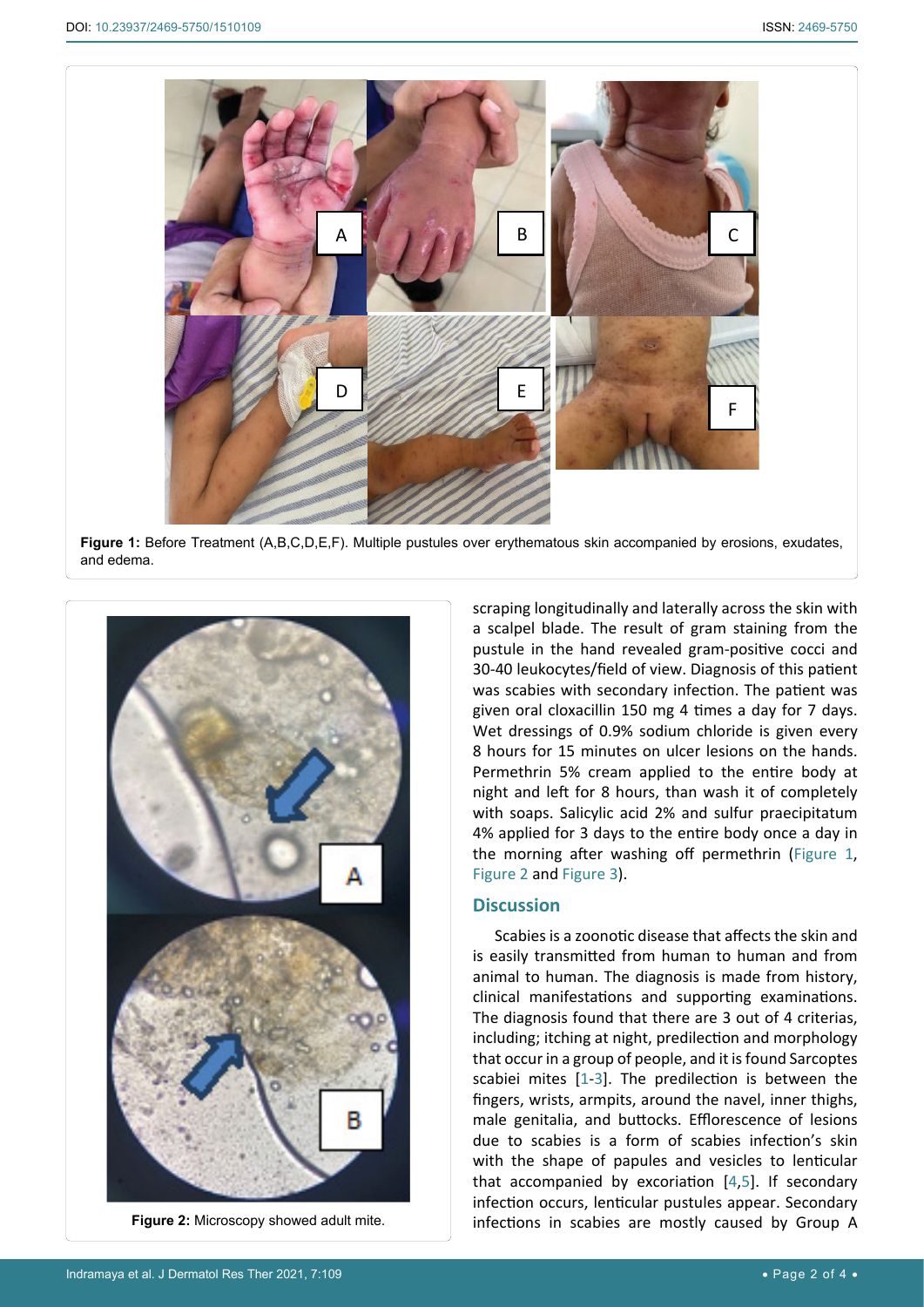**Figure 1:** Before Treatment (A,B,C,D,E,F). Multiple pustules over erythematous skin accompanied by erosions, exudates, and edema.

**Figure 2:** Microscopy showed adult mite.

scraping longitudinally and laterally across the skin with a scalpel blade. The result of gram staining from the pustule in the hand revealed gram-positive cocci and 30-40 leukocytes/field of view. Diagnosis of this patient was scabies with secondary infection. The patient was given oral cloxacillin 150 mg 4 times a day for 7 days. Wet dressings of 0.9% sodium chloride is given every 8 hours for 15 minutes on ulcer lesions on the hands. Permethrin 5% cream applied to the entire body at night and left for 8 hours, than wash it of completely with soaps. Salicylic acid 2% and sulfur praecipitatum 4% applied for 3 days to the entire body once a day in the morning after washing off permethrin (Figure 1, Figure 2 and Figure 3).

## Discussion

Scabies is a zoonotic disease that affects the skin and is easily transmitted from human to human and from animal to human. The diagnosis is made from history, clinical manifestations and supporting examinations. The diagnosis found that there are 3 out of 4 criterias, including; itching at night, predilection and morphology that occur in a group of people, and it is found Sarcoptes scabiei mites [1-3]. The predilection is between the fingers, wrists, armpits, around the navel, inner thighs, male genitalia, and buttocks. Efflorescence of lesions due to scabies is a form of scabies infection's skin with the shape of papules and vesicles to lenticular that accompanied by excoriation [4,5]. If secondary infection occurs, lenticular pustules appear. Secondary infections in scabies are mostly caused by Group A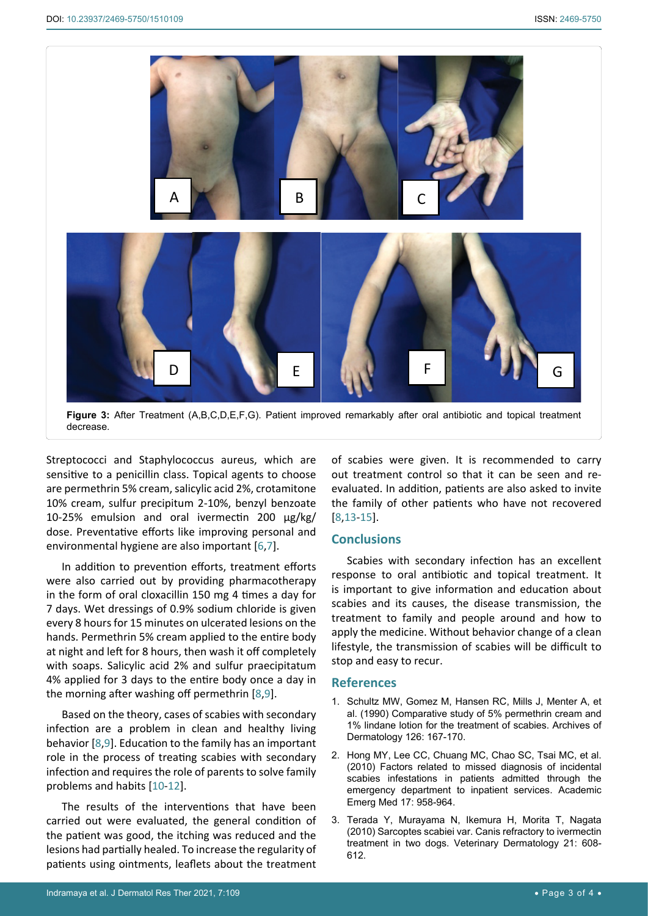**Figure 3:** After Treatment (A,B,C,D,E,F,G). Patient improved remarkably after oral antibiotic and topical treatment decrease.

Streptococci and Staphylococcus aureus, which are sensitive to a penicillin class. Topical agents to choose are permethrin 5% cream, salicylic acid 2%, crotamitone 10% cream, sulfur precipitum 2-10%, benzyl benzoate 10-25% emulsion and oral ivermectin 200 µg/kg/dose. Preventative efforts like improving personal and environmental hygiene are also important [6,7].

In addition to prevention efforts, treatment efforts were also carried out by providing pharmacotherapy in the form of oral cloxacillin 150 mg 4 times a day for 7 days. Wet dressings of 0.9% sodium chloride is given every 8 hours for 15 minutes on ulcerated lesions on the hands. Permethrin 5% cream applied to the entire body at night and left for 8 hours, then wash it off completely with soaps. Salicylic acid 2% and sulfur praecipitatum 4% applied for 3 days to the entire body once a day in the morning after washing off permethrin [8,9].

Based on the theory, cases of scabies with secondary infection are a problem in clean and healthy living behavior [8,9]. Education to the family has an important role in the process of treating scabies with secondary infection and requires the role of parents to solve family problems and habits [10-12].

The results of the interventions that have been carried out were evaluated, the general condition of the patient was good, the itching was reduced and the lesions had partially healed. To increase the regularity of patients using ointments, leaflets about the treatment of scabies were given. It is recommended to carry out treatment control so that it can be seen and re-evaluated. In addition, patients are also asked to invite the family of other patients who have not recovered [8,13-15].

## Conclusions

Scabies with secondary infection has an excellent response to oral antibiotic and topical treatment. It is important to give information and education about scabies and its causes, the disease transmission, the treatment to family and people around and how to apply the medicine. Without behavior change of a clean lifestyle, the transmission of scabies will be difficult to stop and easy to recur.

## References

1. Schultz MW, Gomez M, Hansen RC, Mills J, Menter A, et al. (1990) Comparative study of 5% permethrin cream and 1% lindane lotion for the treatment of scabies. Archives of Dermatology 126: 167-170.
2. Hong MY, Lee CC, Chuang MC, Chao SC, Tsai MC, et al. (2010) Factors related to missed diagnosis of incidental scabies infestations in patients admitted through the emergency department to inpatient services. Academic Emerg Med 17: 958-964.
3. Terada Y, Murayama N, Ikemura H, Morita T, Nagata (2010) Sarcoptes scabiei var. Canis refractory to ivermectin treatment in two dogs. Veterinary Dermatology 21: 608-612.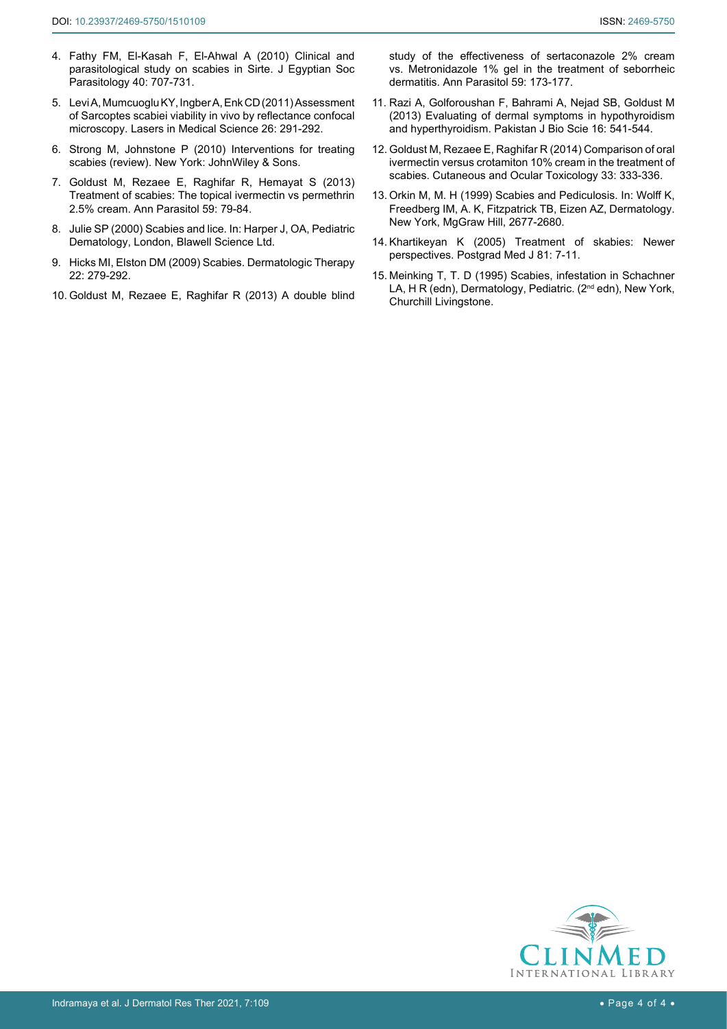4. Fathy FM, El-Kasah F, El-Ahwal A (2010) Clinical and parasitological study on scabies in Sirte. J Egyptian Soc Parasitology 40: 707-731.
5. Levi A, Mumcuoglu KY, Ingber A, Enk CD (2011) Assessment of Sarcoptes scabiei viability in vivo by reflectance confocal microscopy. Lasers in Medical Science 26: 291-292.
6. Strong M, Johnstone P (2010) Interventions for treating scabies (review). New York: JohnWiley & Sons.
7. Goldust M, Rezaee E, Raghifar R, Hemayat S (2013) Treatment of scabies: The topical ivermectin vs permethrin 2.5% cream. Ann Parasitol 59: 79-84.
8. Julie SP (2000) Scabies and lice. In: Harper J, OA, Pediatric Dematology, London, Blawell Science Ltd.
9. Hicks MI, Elston DM (2009) Scabies. Dermatologic Therapy 22: 279-292.
10. Goldust M, Rezaee E, Raghifar R (2013) A double blind study of the effectiveness of sertaconazole 2% cream vs. Metronidazole 1% gel in the treatment of seborrheic dermatitis. Ann Parasitol 59: 173-177.
11. Razi A, Golforoushan F, Bahrami A, Nejad SB, Goldust M (2013) Evaluating of dermal symptoms in hypothyroidism and hyperthyroidism. Pakistan J Bio Scie 16: 541-544.
12. Goldust M, Rezaee E, Raghifar R (2014) Comparison of oral ivermectin versus crotamiton 10% cream in the treatment of scabies. Cutaneous and Ocular Toxicology 33: 333-336.
13. Orkin M, M. H (1999) Scabies and Pediculosis. In: Wolff K, Freedberg IM, A. K, Fitzpatrick TB, Eizen AZ, Dermatology. New York, MgGraw Hill, 2677-2680.
14. Khartikeyan K (2005) Treatment of skabies: Newer perspectives. Postgrad Med J 81: 7-11.
15. Meinking T, T. D (1995) Scabies, infestation in Schachner LA, H R (edn), Dermatology, Pediatric. (2nd edn), New York, Churchill Livingstone.